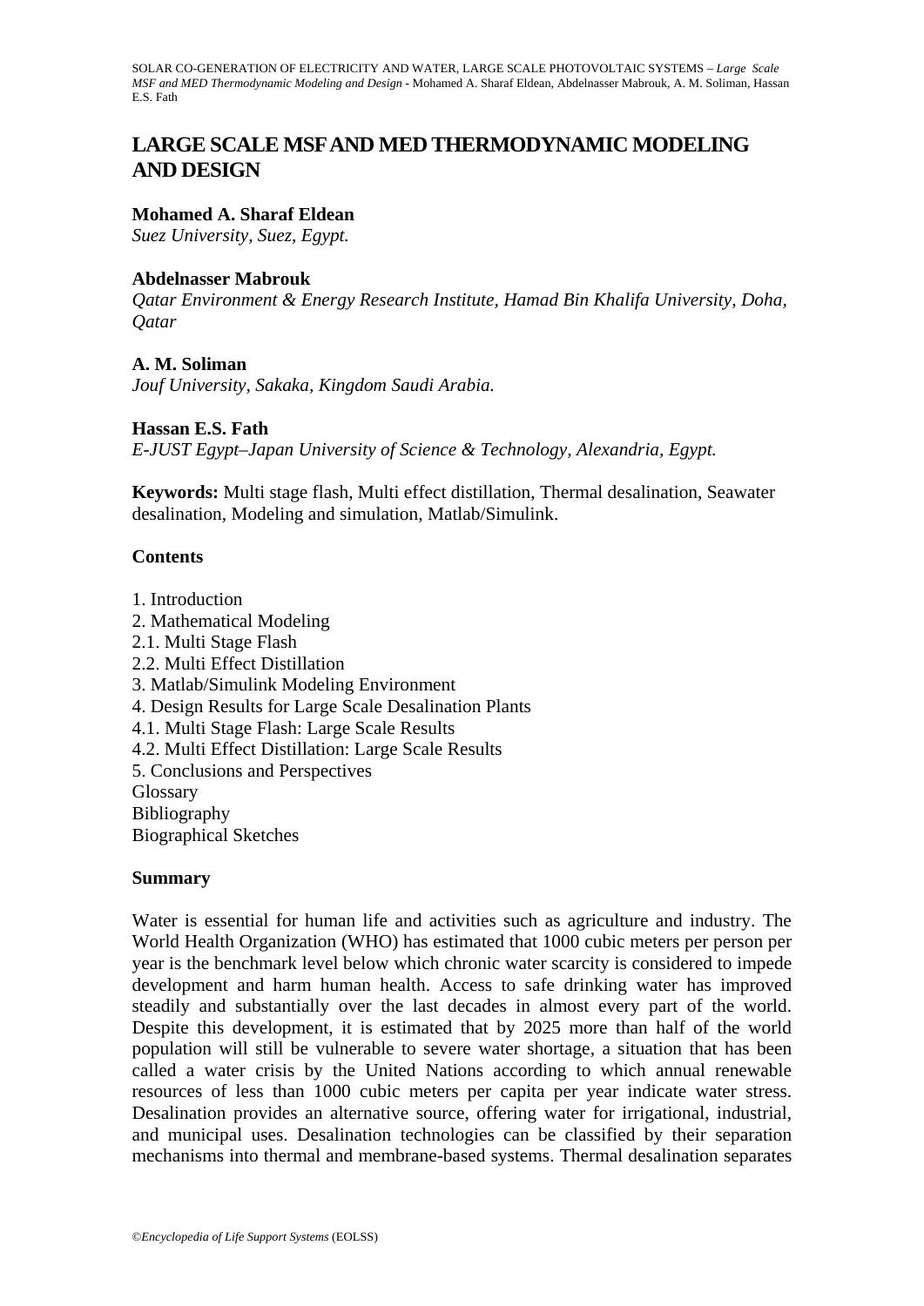# LARGE SCALE MSF AND MED THERMODYNAMIC MODELING AND DESIGN

**Mohamed A. Sharaf Eldean**
*Suez University, Suez, Egypt.*

**Abdelnasser Mabrouk**
*Qatar Environment & Energy Research Institute, Hamad Bin Khalifa University, Doha, Qatar*

**A. M. Soliman**
*Jouf University, Sakaka, Kingdom Saudi Arabia.*

**Hassan E.S. Fath**
*E-JUST Egypt–Japan University of Science & Technology, Alexandria, Egypt.*

**Keywords:** Multi stage flash, Multi effect distillation, Thermal desalination, Seawater desalination, Modeling and simulation, Matlab/Simulink.

## Contents

1. Introduction
2. Mathematical Modeling
2.1. Multi Stage Flash
2.2. Multi Effect Distillation
3. Matlab/Simulink Modeling Environment
4. Design Results for Large Scale Desalination Plants
4.1. Multi Stage Flash: Large Scale Results
4.2. Multi Effect Distillation: Large Scale Results
5. Conclusions and Perspectives
Glossary
Bibliography
Biographical Sketches

## Summary

Water is essential for human life and activities such as agriculture and industry. The World Health Organization (WHO) has estimated that 1000 cubic meters per person per year is the benchmark level below which chronic water scarcity is considered to impede development and harm human health. Access to safe drinking water has improved steadily and substantially over the last decades in almost every part of the world. Despite this development, it is estimated that by 2025 more than half of the world population will still be vulnerable to severe water shortage, a situation that has been called a water crisis by the United Nations according to which annual renewable resources of less than 1000 cubic meters per capita per year indicate water stress. Desalination provides an alternative source, offering water for irrigational, industrial, and municipal uses. Desalination technologies can be classified by their separation mechanisms into thermal and membrane-based systems. Thermal desalination separates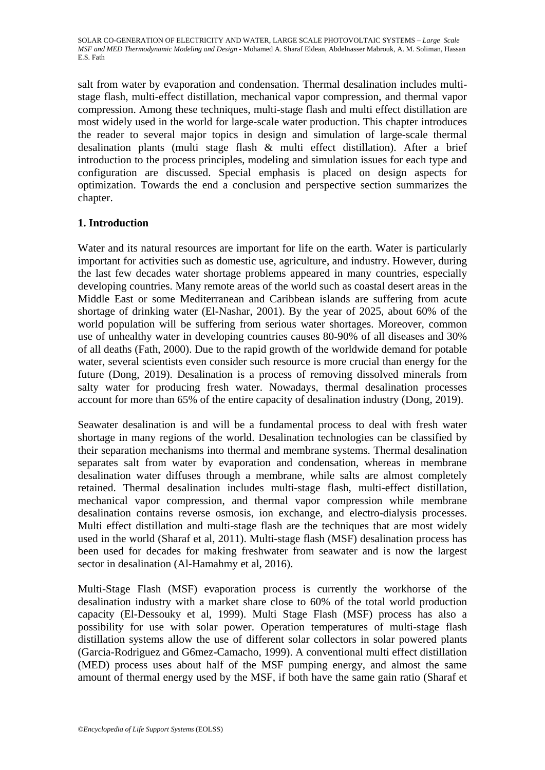salt from water by evaporation and condensation. Thermal desalination includes multi-stage flash, multi-effect distillation, mechanical vapor compression, and thermal vapor compression. Among these techniques, multi-stage flash and multi effect distillation are most widely used in the world for large-scale water production. This chapter introduces the reader to several major topics in design and simulation of large-scale thermal desalination plants (multi stage flash & multi effect distillation). After a brief introduction to the process principles, modeling and simulation issues for each type and configuration are discussed. Special emphasis is placed on design aspects for optimization. Towards the end a conclusion and perspective section summarizes the chapter.

## 1. Introduction

Water and its natural resources are important for life on the earth. Water is particularly important for activities such as domestic use, agriculture, and industry. However, during the last few decades water shortage problems appeared in many countries, especially developing countries. Many remote areas of the world such as coastal desert areas in the Middle East or some Mediterranean and Caribbean islands are suffering from acute shortage of drinking water (El-Nashar, 2001). By the year of 2025, about 60% of the world population will be suffering from serious water shortages. Moreover, common use of unhealthy water in developing countries causes 80-90% of all diseases and 30% of all deaths (Fath, 2000). Due to the rapid growth of the worldwide demand for potable water, several scientists even consider such resource is more crucial than energy for the future (Dong, 2019). Desalination is a process of removing dissolved minerals from salty water for producing fresh water. Nowadays, thermal desalination processes account for more than 65% of the entire capacity of desalination industry (Dong, 2019).

Seawater desalination is and will be a fundamental process to deal with fresh water shortage in many regions of the world. Desalination technologies can be classified by their separation mechanisms into thermal and membrane systems. Thermal desalination separates salt from water by evaporation and condensation, whereas in membrane desalination water diffuses through a membrane, while salts are almost completely retained. Thermal desalination includes multi-stage flash, multi-effect distillation, mechanical vapor compression, and thermal vapor compression while membrane desalination contains reverse osmosis, ion exchange, and electro-dialysis processes. Multi effect distillation and multi-stage flash are the techniques that are most widely used in the world (Sharaf et al, 2011). Multi-stage flash (MSF) desalination process has been used for decades for making freshwater from seawater and is now the largest sector in desalination (Al-Hamahmy et al, 2016).

Multi-Stage Flash (MSF) evaporation process is currently the workhorse of the desalination industry with a market share close to 60% of the total world production capacity (El-Dessouky et al, 1999). Multi Stage Flash (MSF) process has also a possibility for use with solar power. Operation temperatures of multi-stage flash distillation systems allow the use of different solar collectors in solar powered plants (Garcia-Rodriguez and G6mez-Camacho, 1999). A conventional multi effect distillation (MED) process uses about half of the MSF pumping energy, and almost the same amount of thermal energy used by the MSF, if both have the same gain ratio (Sharaf et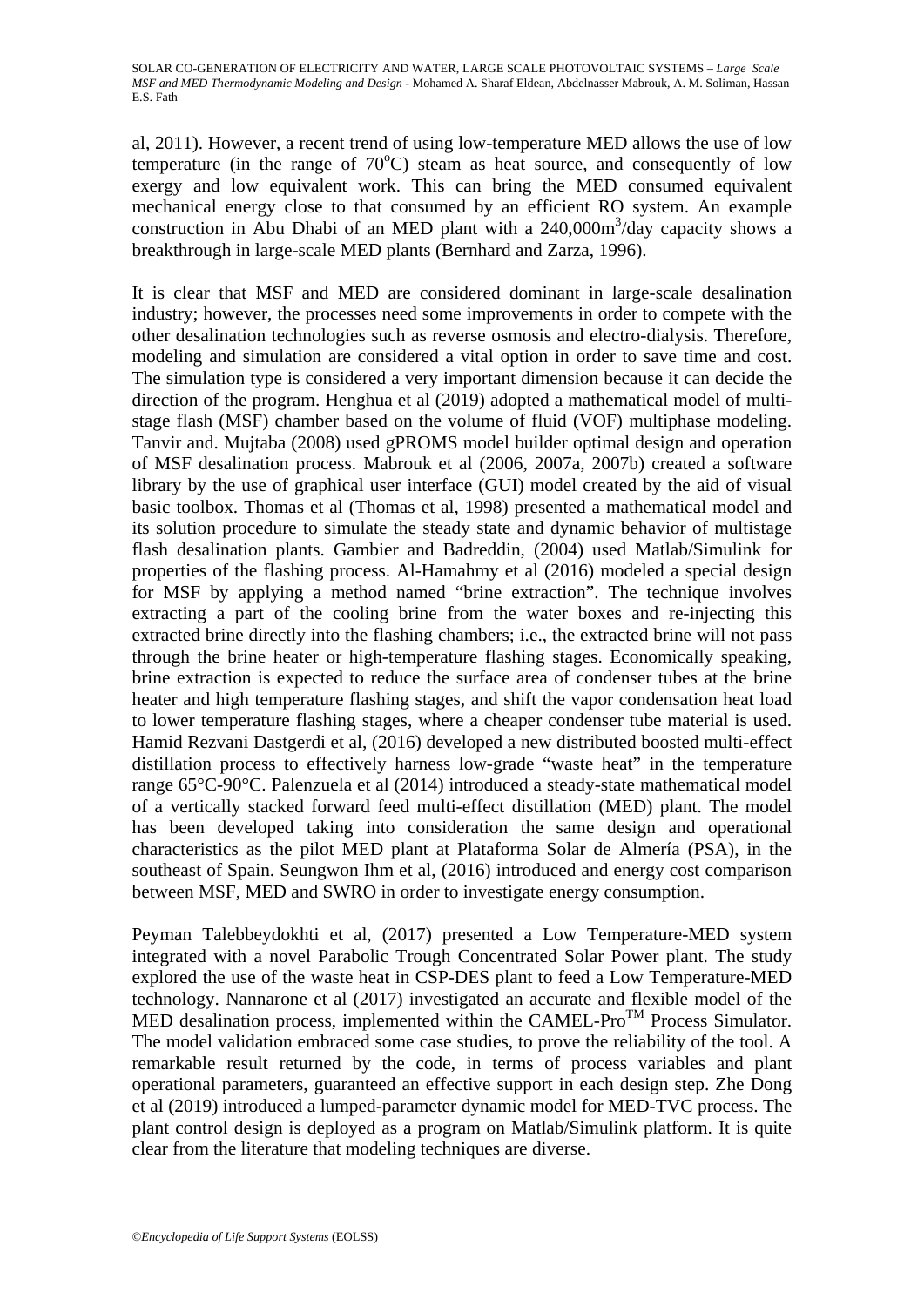al, 2011). However, a recent trend of using low-temperature MED allows the use of low temperature (in the range of $70^{o}C$) steam as heat source, and consequently of low exergy and low equivalent work. This can bring the MED consumed equivalent mechanical energy close to that consumed by an efficient RO system. An example construction in Abu Dhabi of an MED plant with a $240{,}000m^{3}$/day capacity shows a breakthrough in large-scale MED plants (Bernhard and Zarza, 1996).

It is clear that MSF and MED are considered dominant in large-scale desalination industry; however, the processes need some improvements in order to compete with the other desalination technologies such as reverse osmosis and electro-dialysis. Therefore, modeling and simulation are considered a vital option in order to save time and cost. The simulation type is considered a very important dimension because it can decide the direction of the program. Henghua et al (2019) adopted a mathematical model of multi-stage flash (MSF) chamber based on the volume of fluid (VOF) multiphase modeling. Tanvir and. Mujtaba (2008) used gPROMS model builder optimal design and operation of MSF desalination process. Mabrouk et al (2006, 2007a, 2007b) created a software library by the use of graphical user interface (GUI) model created by the aid of visual basic toolbox. Thomas et al (Thomas et al, 1998) presented a mathematical model and its solution procedure to simulate the steady state and dynamic behavior of multistage flash desalination plants. Gambier and Badreddin, (2004) used Matlab/Simulink for properties of the flashing process. Al-Hamahmy et al (2016) modeled a special design for MSF by applying a method named "brine extraction". The technique involves extracting a part of the cooling brine from the water boxes and re-injecting this extracted brine directly into the flashing chambers; i.e., the extracted brine will not pass through the brine heater or high-temperature flashing stages. Economically speaking, brine extraction is expected to reduce the surface area of condenser tubes at the brine heater and high temperature flashing stages, and shift the vapor condensation heat load to lower temperature flashing stages, where a cheaper condenser tube material is used. Hamid Rezvani Dastgerdi et al, (2016) developed a new distributed boosted multi-effect distillation process to effectively harness low-grade "waste heat" in the temperature range 65°C-90°C. Palenzuela et al (2014) introduced a steady-state mathematical model of a vertically stacked forward feed multi-effect distillation (MED) plant. The model has been developed taking into consideration the same design and operational characteristics as the pilot MED plant at Plataforma Solar de Almería (PSA), in the southeast of Spain. Seungwon Ihm et al, (2016) introduced and energy cost comparison between MSF, MED and SWRO in order to investigate energy consumption.

Peyman Talebbeydokhti et al, (2017) presented a Low Temperature-MED system integrated with a novel Parabolic Trough Concentrated Solar Power plant. The study explored the use of the waste heat in CSP-DES plant to feed a Low Temperature-MED technology. Nannarone et al (2017) investigated an accurate and flexible model of the MED desalination process, implemented within the CAMEL-Pro$^{TM}$ Process Simulator. The model validation embraced some case studies, to prove the reliability of the tool. A remarkable result returned by the code, in terms of process variables and plant operational parameters, guaranteed an effective support in each design step. Zhe Dong et al (2019) introduced a lumped-parameter dynamic model for MED-TVC process. The plant control design is deployed as a program on Matlab/Simulink platform. It is quite clear from the literature that modeling techniques are diverse.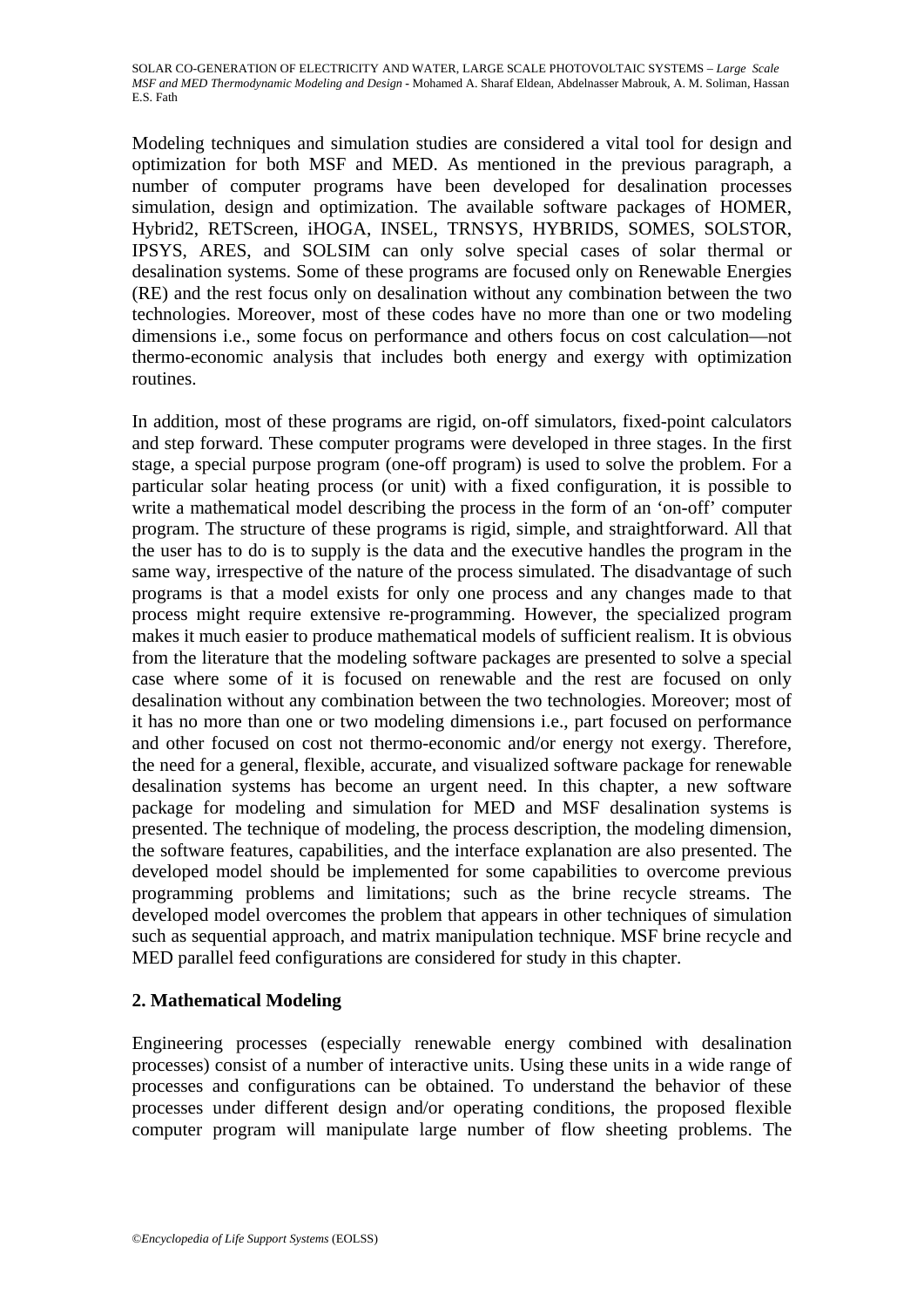Modeling techniques and simulation studies are considered a vital tool for design and optimization for both MSF and MED. As mentioned in the previous paragraph, a number of computer programs have been developed for desalination processes simulation, design and optimization. The available software packages of HOMER, Hybrid2, RETScreen, iHOGA, INSEL, TRNSYS, HYBRIDS, SOMES, SOLSTOR, IPSYS, ARES, and SOLSIM can only solve special cases of solar thermal or desalination systems. Some of these programs are focused only on Renewable Energies (RE) and the rest focus only on desalination without any combination between the two technologies. Moreover, most of these codes have no more than one or two modeling dimensions i.e., some focus on performance and others focus on cost calculation—not thermo-economic analysis that includes both energy and exergy with optimization routines.

In addition, most of these programs are rigid, on-off simulators, fixed-point calculators and step forward. These computer programs were developed in three stages. In the first stage, a special purpose program (one-off program) is used to solve the problem. For a particular solar heating process (or unit) with a fixed configuration, it is possible to write a mathematical model describing the process in the form of an 'on-off' computer program. The structure of these programs is rigid, simple, and straightforward. All that the user has to do is to supply is the data and the executive handles the program in the same way, irrespective of the nature of the process simulated. The disadvantage of such programs is that a model exists for only one process and any changes made to that process might require extensive re-programming. However, the specialized program makes it much easier to produce mathematical models of sufficient realism. It is obvious from the literature that the modeling software packages are presented to solve a special case where some of it is focused on renewable and the rest are focused on only desalination without any combination between the two technologies. Moreover; most of it has no more than one or two modeling dimensions i.e., part focused on performance and other focused on cost not thermo-economic and/or energy not exergy. Therefore, the need for a general, flexible, accurate, and visualized software package for renewable desalination systems has become an urgent need. In this chapter, a new software package for modeling and simulation for MED and MSF desalination systems is presented. The technique of modeling, the process description, the modeling dimension, the software features, capabilities, and the interface explanation are also presented. The developed model should be implemented for some capabilities to overcome previous programming problems and limitations; such as the brine recycle streams. The developed model overcomes the problem that appears in other techniques of simulation such as sequential approach, and matrix manipulation technique. MSF brine recycle and MED parallel feed configurations are considered for study in this chapter.

## 2. Mathematical Modeling

Engineering processes (especially renewable energy combined with desalination processes) consist of a number of interactive units. Using these units in a wide range of processes and configurations can be obtained. To understand the behavior of these processes under different design and/or operating conditions, the proposed flexible computer program will manipulate large number of flow sheeting problems. The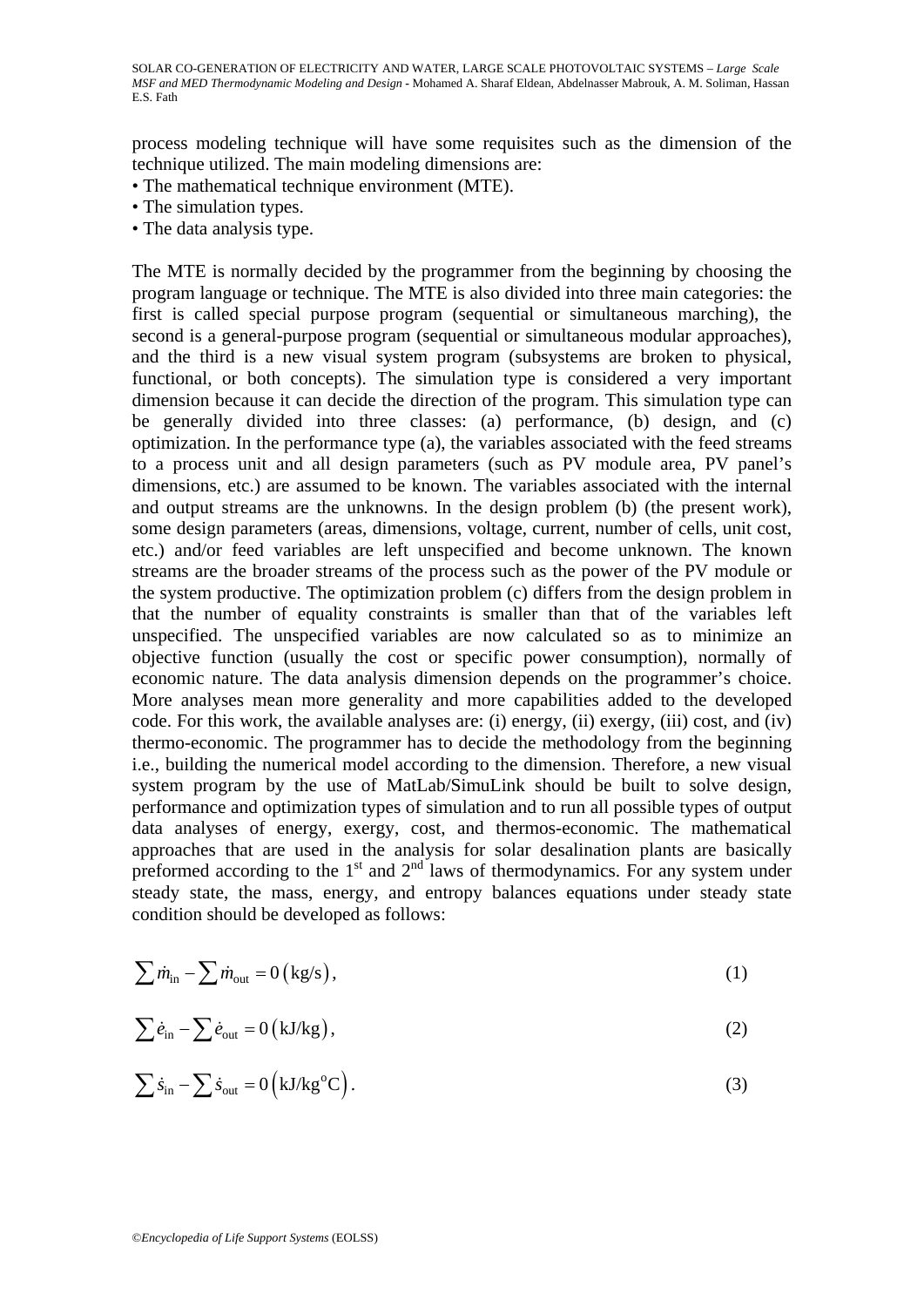process modeling technique will have some requisites such as the dimension of the technique utilized. The main modeling dimensions are:

- The mathematical technique environment (MTE).
- The simulation types.
- The data analysis type.

The MTE is normally decided by the programmer from the beginning by choosing the program language or technique. The MTE is also divided into three main categories: the first is called special purpose program (sequential or simultaneous marching), the second is a general-purpose program (sequential or simultaneous modular approaches), and the third is a new visual system program (subsystems are broken to physical, functional, or both concepts). The simulation type is considered a very important dimension because it can decide the direction of the program. This simulation type can be generally divided into three classes: (a) performance, (b) design, and (c) optimization. In the performance type (a), the variables associated with the feed streams to a process unit and all design parameters (such as PV module area, PV panel's dimensions, etc.) are assumed to be known. The variables associated with the internal and output streams are the unknowns. In the design problem (b) (the present work), some design parameters (areas, dimensions, voltage, current, number of cells, unit cost, etc.) and/or feed variables are left unspecified and become unknown. The known streams are the broader streams of the process such as the power of the PV module or the system productive. The optimization problem (c) differs from the design problem in that the number of equality constraints is smaller than that of the variables left unspecified. The unspecified variables are now calculated so as to minimize an objective function (usually the cost or specific power consumption), normally of economic nature. The data analysis dimension depends on the programmer's choice. More analyses mean more generality and more capabilities added to the developed code. For this work, the available analyses are: (i) energy, (ii) exergy, (iii) cost, and (iv) thermo-economic. The programmer has to decide the methodology from the beginning i.e., building the numerical model according to the dimension. Therefore, a new visual system program by the use of MatLab/SimuLink should be built to solve design, performance and optimization types of simulation and to run all possible types of output data analyses of energy, exergy, cost, and thermos-economic. The mathematical approaches that are used in the analysis for solar desalination plants are basically preformed according to the 1st and 2nd laws of thermodynamics. For any system under steady state, the mass, energy, and entropy balances equations under steady state condition should be developed as follows:

$$\sum \dot{m}_{\text{in}} - \sum \dot{m}_{\text{out}} = 0 \left(\text{kg/s}\right), \tag{1}$$

$$\sum \dot{e}_{\text{in}} - \sum \dot{e}_{\text{out}} = 0 \left(\text{kJ/kg}\right), \tag{2}$$

$$\sum \dot{s}_{\text{in}} - \sum \dot{s}_{\text{out}} = 0 \left(\text{kJ/kg}^{\text{o}}\text{C}\right). \tag{3}$$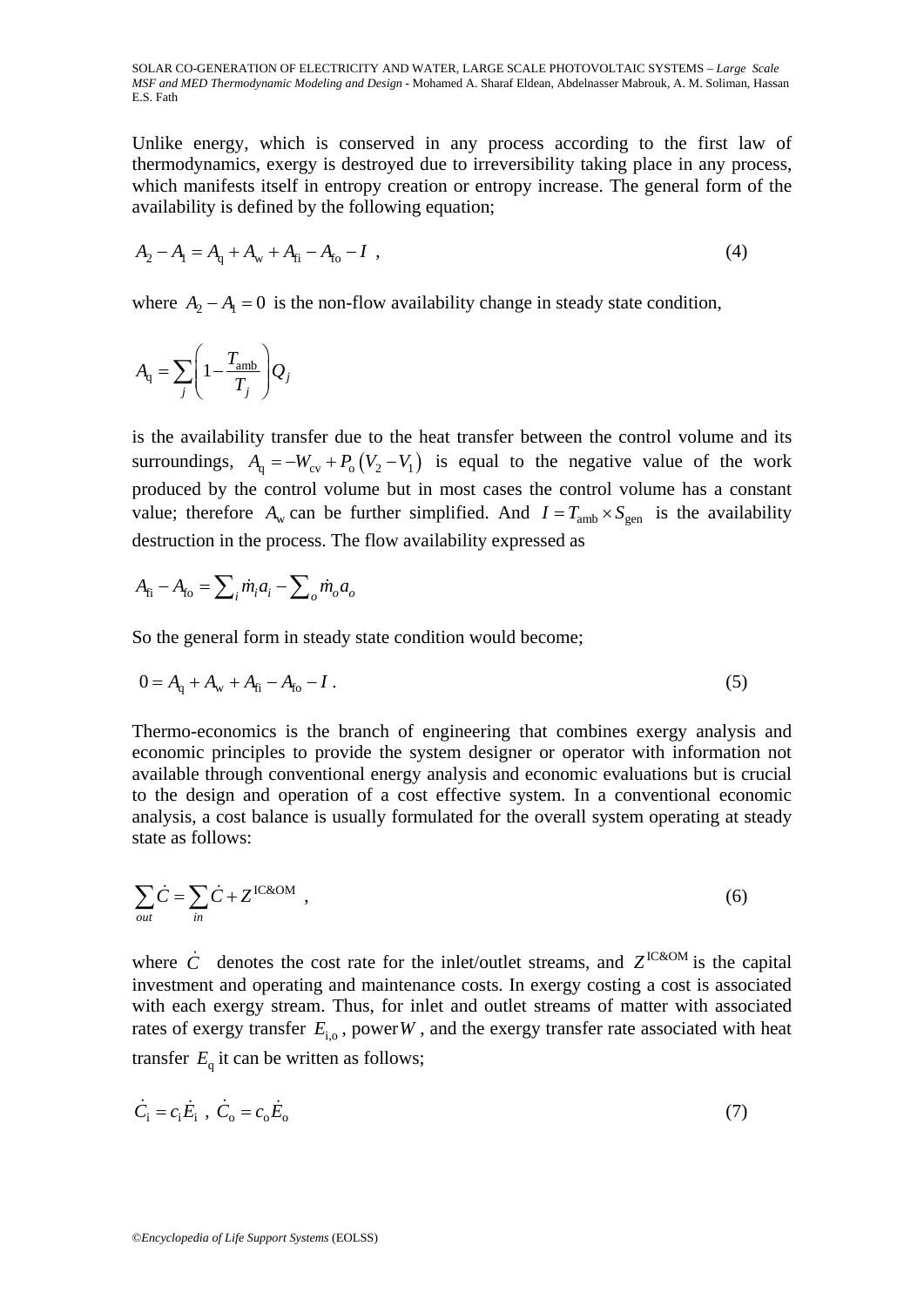Unlike energy, which is conserved in any process according to the first law of thermodynamics, exergy is destroyed due to irreversibility taking place in any process, which manifests itself in entropy creation or entropy increase. The general form of the availability is defined by the following equation;

$$A_2 - A_1 = A_\mathrm{q} + A_\mathrm{w} + A_\mathrm{fi} - A_\mathrm{fo} - I \ , \tag{4}$$

where $A_2 - A_1 = 0$ is the non-flow availability change in steady state condition,

$$A_\mathrm{q} = \sum_j \left(1 - \frac{T_\mathrm{amb}}{T_j}\right) Q_j$$

is the availability transfer due to the heat transfer between the control volume and its surroundings, $A_\mathrm{q} = -W_\mathrm{cv} + P_\mathrm{o}\left(V_2 - V_1\right)$ is equal to the negative value of the work produced by the control volume but in most cases the control volume has a constant value; therefore $A_\mathrm{w}$ can be further simplified. And $I = T_\mathrm{amb} \times S_\mathrm{gen}$ is the availability destruction in the process. The flow availability expressed as

$$A_\mathrm{fi} - A_\mathrm{fo} = \sum_i \dot{m}_i a_i - \sum_o \dot{m}_o a_o$$

So the general form in steady state condition would become;

$$0 = A_\mathrm{q} + A_\mathrm{w} + A_\mathrm{fi} - A_\mathrm{fo} - I \ . \tag{5}$$

Thermo-economics is the branch of engineering that combines exergy analysis and economic principles to provide the system designer or operator with information not available through conventional energy analysis and economic evaluations but is crucial to the design and operation of a cost effective system. In a conventional economic analysis, a cost balance is usually formulated for the overall system operating at steady state as follows:

$$\sum_{out} \dot{C} = \sum_{in} \dot{C} + Z^{\mathrm{IC\&OM}} \ , \tag{6}$$

where $\dot{C}$ denotes the cost rate for the inlet/outlet streams, and $Z^{\mathrm{IC\&OM}}$ is the capital investment and operating and maintenance costs. In exergy costing a cost is associated with each exergy stream. Thus, for inlet and outlet streams of matter with associated rates of exergy transfer $E_\mathrm{i,o}$, power $W$, and the exergy transfer rate associated with heat transfer $E_\mathrm{q}$ it can be written as follows;

$$\dot{C}_\mathrm{i} = c_\mathrm{i} \dot{E}_\mathrm{i} \ , \ \dot{C}_\mathrm{o} = c_\mathrm{o} \dot{E}_\mathrm{o} \tag{7}$$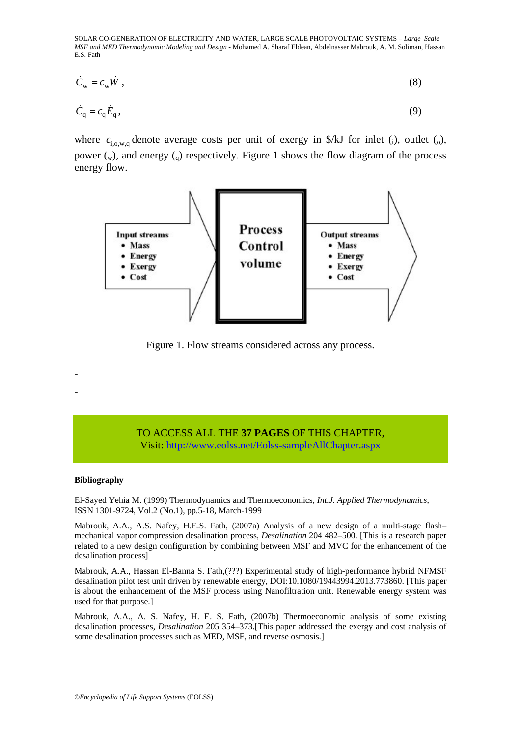$$\dot{C}_{\mathrm{w}} = c_{\mathrm{w}} \dot{W}\,, \tag{8}$$

$$\dot{C}_{\mathrm{q}} = c_{\mathrm{q}} \dot{E}_{\mathrm{q}}\,, \tag{9}$$

where $c_{\mathrm{i,o,w,q}}$ denote average costs per unit of exergy in \$/kJ for inlet ($_{\mathrm{i}}$), outlet ($_{\mathrm{o}}$), power ($_{\mathrm{w}}$), and energy ($_{\mathrm{q}}$) respectively. Figure 1 shows the flow diagram of the process energy flow.

Input streams
- Mass
- Energy
- Exergy
- Cost

Process Control volume

Output streams
- Mass
- Energy
- Exergy
- Cost

Figure 1. Flow streams considered across any process.

-

-

TO ACCESS ALL THE **37 PAGES** OF THIS CHAPTER,
Visit: http://www.eolss.net/Eolss-sampleAllChapter.aspx

**Bibliography**

El-Sayed Yehia M. (1999) Thermodynamics and Thermoeconomics, *Int.J. Applied Thermodynamics*, ISSN 1301-9724, Vol.2 (No.1), pp.5-18, March-1999

Mabrouk, A.A., A.S. Nafey, H.E.S. Fath, (2007a) Analysis of a new design of a multi-stage flash–mechanical vapor compression desalination process, *Desalination* 204 482–500. [This is a research paper related to a new design configuration by combining between MSF and MVC for the enhancement of the desalination process]

Mabrouk, A.A., Hassan El-Banna S. Fath,(???) Experimental study of high-performance hybrid NFMSF desalination pilot test unit driven by renewable energy, DOI:10.1080/19443994.2013.773860. [This paper is about the enhancement of the MSF process using Nanofiltration unit. Renewable energy system was used for that purpose.]

Mabrouk, A.A., A. S. Nafey, H. E. S. Fath, (2007b) Thermoeconomic analysis of some existing desalination processes, *Desalination* 205 354–373.[This paper addressed the exergy and cost analysis of some desalination processes such as MED, MSF, and reverse osmosis.]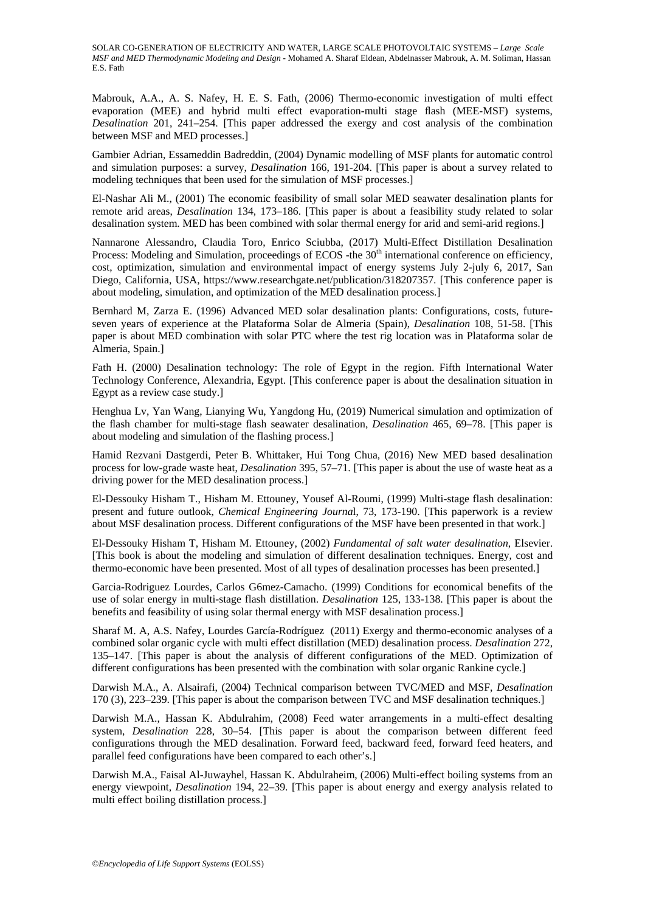Mabrouk, A.A., A. S. Nafey, H. E. S. Fath, (2006) Thermo-economic investigation of multi effect evaporation (MEE) and hybrid multi effect evaporation-multi stage flash (MEE-MSF) systems, *Desalination* 201, 241–254. [This paper addressed the exergy and cost analysis of the combination between MSF and MED processes.]

Gambier Adrian, Essameddin Badreddin, (2004) Dynamic modelling of MSF plants for automatic control and simulation purposes: a survey, *Desalination* 166, 191-204. [This paper is about a survey related to modeling techniques that been used for the simulation of MSF processes.]

El-Nashar Ali M., (2001) The economic feasibility of small solar MED seawater desalination plants for remote arid areas, *Desalination* 134, 173–186. [This paper is about a feasibility study related to solar desalination system. MED has been combined with solar thermal energy for arid and semi-arid regions.]

Nannarone Alessandro, Claudia Toro, Enrico Sciubba, (2017) Multi-Effect Distillation Desalination Process: Modeling and Simulation, proceedings of ECOS -the 30th international conference on efficiency, cost, optimization, simulation and environmental impact of energy systems July 2-july 6, 2017, San Diego, California, USA, https://www.researchgate.net/publication/318207357. [This conference paper is about modeling, simulation, and optimization of the MED desalination process.]

Bernhard M, Zarza E. (1996) Advanced MED solar desalination plants: Configurations, costs, future-seven years of experience at the Plataforma Solar de Almeria (Spain), *Desalination* 108, 51-58. [This paper is about MED combination with solar PTC where the test rig location was in Plataforma solar de Almeria, Spain.]

Fath H. (2000) Desalination technology: The role of Egypt in the region. Fifth International Water Technology Conference, Alexandria, Egypt. [This conference paper is about the desalination situation in Egypt as a review case study.]

Henghua Lv, Yan Wang, Lianying Wu, Yangdong Hu, (2019) Numerical simulation and optimization of the flash chamber for multi-stage flash seawater desalination, *Desalination* 465, 69–78. [This paper is about modeling and simulation of the flashing process.]

Hamid Rezvani Dastgerdi, Peter B. Whittaker, Hui Tong Chua, (2016) New MED based desalination process for low-grade waste heat, *Desalination* 395, 57–71. [This paper is about the use of waste heat as a driving power for the MED desalination process.]

El-Dessouky Hisham T., Hisham M. Ettouney, Yousef Al-Roumi, (1999) Multi-stage flash desalination: present and future outlook, *Chemical Engineering Journa*l, 73, 173-190. [This paperwork is a review about MSF desalination process. Different configurations of the MSF have been presented in that work.]

El-Dessouky Hisham T, Hisham M. Ettouney, (2002) *Fundamental of salt water desalination*, Elsevier. [This book is about the modeling and simulation of different desalination techniques. Energy, cost and thermo-economic have been presented. Most of all types of desalination processes has been presented.]

Garcia-Rodriguez Lourdes, Carlos G6mez-Camacho. (1999) Conditions for economical benefits of the use of solar energy in multi-stage flash distillation. *Desalination* 125, 133-138. [This paper is about the benefits and feasibility of using solar thermal energy with MSF desalination process.]

Sharaf M. A, A.S. Nafey, Lourdes García-Rodríguez (2011) Exergy and thermo-economic analyses of a combined solar organic cycle with multi effect distillation (MED) desalination process. *Desalination* 272, 135–147. [This paper is about the analysis of different configurations of the MED. Optimization of different configurations has been presented with the combination with solar organic Rankine cycle.]

Darwish M.A., A. Alsairafi, (2004) Technical comparison between TVC/MED and MSF, *Desalination* 170 (3), 223–239. [This paper is about the comparison between TVC and MSF desalination techniques.]

Darwish M.A., Hassan K. Abdulrahim, (2008) Feed water arrangements in a multi-effect desalting system, *Desalination* 228, 30–54. [This paper is about the comparison between different feed configurations through the MED desalination. Forward feed, backward feed, forward feed heaters, and parallel feed configurations have been compared to each other's.]

Darwish M.A., Faisal Al-Juwayhel, Hassan K. Abdulraheim, (2006) Multi-effect boiling systems from an energy viewpoint, *Desalination* 194, 22–39. [This paper is about energy and exergy analysis related to multi effect boiling distillation process.]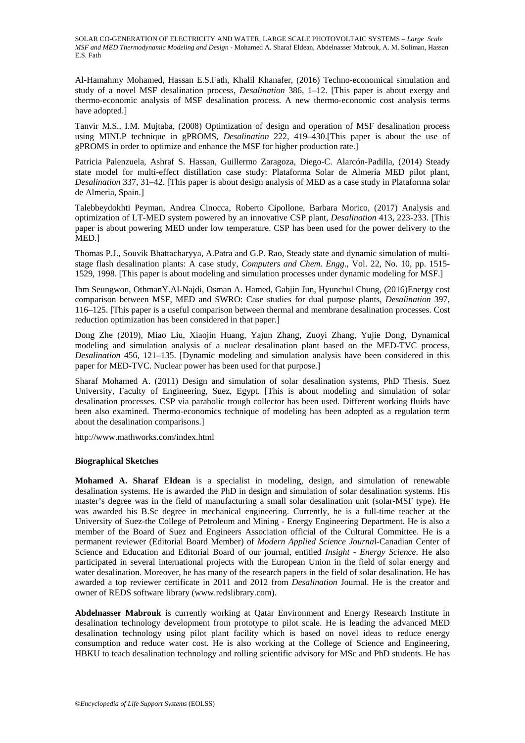Al-Hamahmy Mohamed, Hassan E.S.Fath, Khalil Khanafer, (2016) Techno-economical simulation and study of a novel MSF desalination process, *Desalination* 386, 1–12. [This paper is about exergy and thermo-economic analysis of MSF desalination process. A new thermo-economic cost analysis terms have adopted.]

Tanvir M.S., I.M. Mujtaba, (2008) Optimization of design and operation of MSF desalination process using MINLP technique in gPROMS, *Desalination* 222, 419–430.[This paper is about the use of gPROMS in order to optimize and enhance the MSF for higher production rate.]

Patricia Palenzuela, Ashraf S. Hassan, Guillermo Zaragoza, Diego-C. Alarcón-Padilla, (2014) Steady state model for multi-effect distillation case study: Plataforma Solar de Almería MED pilot plant, *Desalination* 337, 31–42. [This paper is about design analysis of MED as a case study in Plataforma solar de Almeria, Spain.]

Talebbeydokhti Peyman, Andrea Cinocca, Roberto Cipollone, Barbara Morico, (2017) Analysis and optimization of LT-MED system powered by an innovative CSP plant, *Desalination* 413, 223-233. [This paper is about powering MED under low temperature. CSP has been used for the power delivery to the MED.]

Thomas P.J., Souvik Bhattacharyya, A.Patra and G.P. Rao, Steady state and dynamic simulation of multi-stage flash desalination plants: A case study, *Computers and Chem. Engg*., Vol. 22, No. 10, pp. 1515-1529, 1998. [This paper is about modeling and simulation processes under dynamic modeling for MSF.]

Ihm Seungwon, OthmanY.Al-Najdi, Osman A. Hamed, Gabjin Jun, Hyunchul Chung, (2016)Energy cost comparison between MSF, MED and SWRO: Case studies for dual purpose plants, *Desalination* 397, 116–125. [This paper is a useful comparison between thermal and membrane desalination processes. Cost reduction optimization has been considered in that paper.]

Dong Zhe (2019), Miao Liu, Xiaojin Huang, Yajun Zhang, Zuoyi Zhang, Yujie Dong, Dynamical modeling and simulation analysis of a nuclear desalination plant based on the MED-TVC process, *Desalination* 456, 121–135. [Dynamic modeling and simulation analysis have been considered in this paper for MED-TVC. Nuclear power has been used for that purpose.]

Sharaf Mohamed A. (2011) Design and simulation of solar desalination systems, PhD Thesis. Suez University, Faculty of Engineering, Suez, Egypt. [This is about modeling and simulation of solar desalination processes. CSP via parabolic trough collector has been used. Different working fluids have been also examined. Thermo-economics technique of modeling has been adopted as a regulation term about the desalination comparisons.]

http://www.mathworks.com/index.html

**Biographical Sketches**

**Mohamed A. Sharaf Eldean** is a specialist in modeling, design, and simulation of renewable desalination systems. He is awarded the PhD in design and simulation of solar desalination systems. His master's degree was in the field of manufacturing a small solar desalination unit (solar-MSF type). He was awarded his B.Sc degree in mechanical engineering. Currently, he is a full-time teacher at the University of Suez-the College of Petroleum and Mining - Energy Engineering Department. He is also a member of the Board of Suez and Engineers Association official of the Cultural Committee. He is a permanent reviewer (Editorial Board Member) of *Modern Applied Science Journa*l-Canadian Center of Science and Education and Editorial Board of our journal, entitled *Insight - Energy Science*. He also participated in several international projects with the European Union in the field of solar energy and water desalination. Moreover, he has many of the research papers in the field of solar desalination. He has awarded a top reviewer certificate in 2011 and 2012 from *Desalination* Journal. He is the creator and owner of REDS software library (www.redslibrary.com).

**Abdelnasser Mabrouk** is currently working at Qatar Environment and Energy Research Institute in desalination technology development from prototype to pilot scale. He is leading the advanced MED desalination technology using pilot plant facility which is based on novel ideas to reduce energy consumption and reduce water cost. He is also working at the College of Science and Engineering, HBKU to teach desalination technology and rolling scientific advisory for MSc and PhD students. He has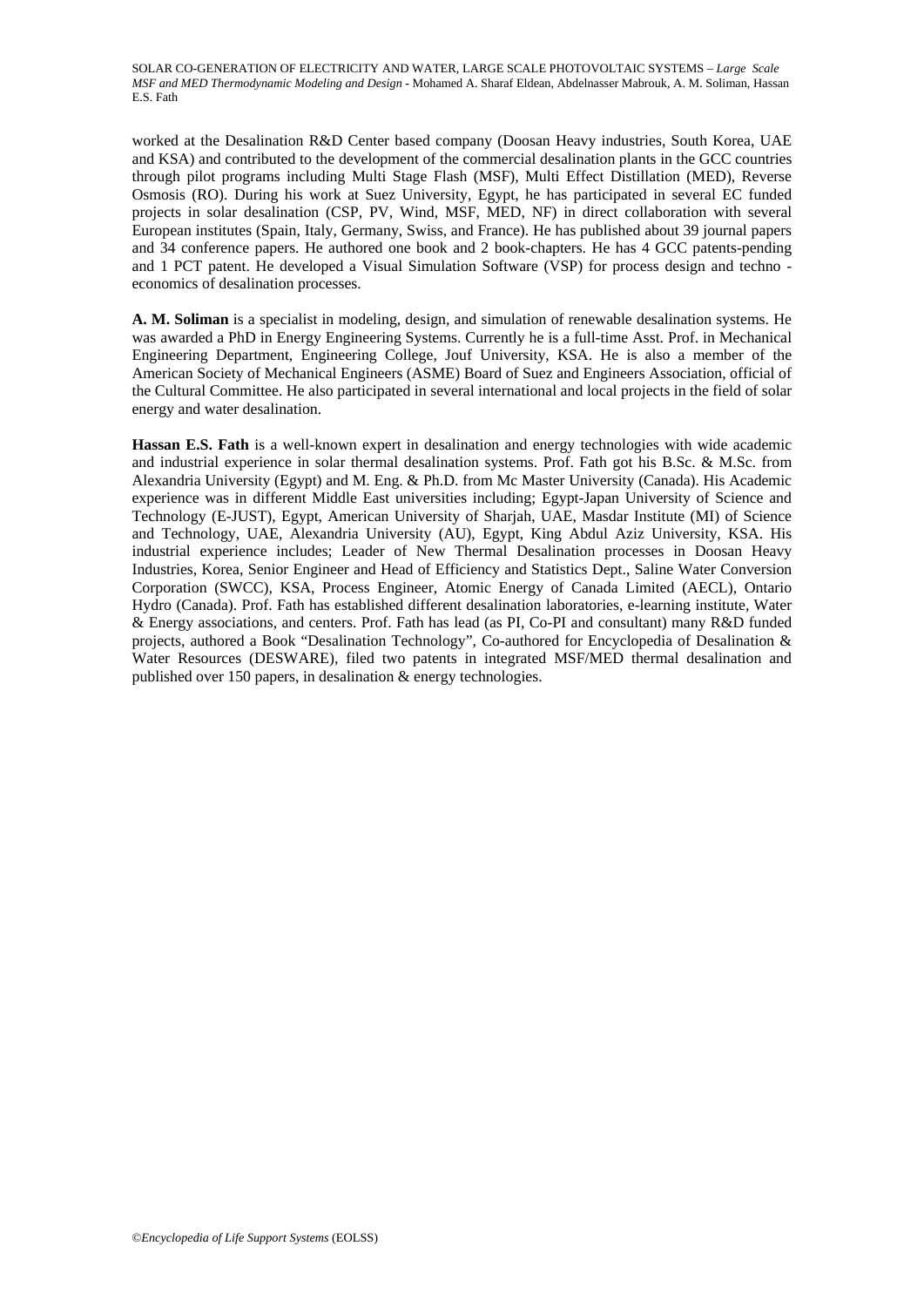worked at the Desalination R&D Center based company (Doosan Heavy industries, South Korea, UAE and KSA) and contributed to the development of the commercial desalination plants in the GCC countries through pilot programs including Multi Stage Flash (MSF), Multi Effect Distillation (MED), Reverse Osmosis (RO). During his work at Suez University, Egypt, he has participated in several EC funded projects in solar desalination (CSP, PV, Wind, MSF, MED, NF) in direct collaboration with several European institutes (Spain, Italy, Germany, Swiss, and France). He has published about 39 journal papers and 34 conference papers. He authored one book and 2 book-chapters. He has 4 GCC patents-pending and 1 PCT patent. He developed a Visual Simulation Software (VSP) for process design and techno - economics of desalination processes.

**A. M. Soliman** is a specialist in modeling, design, and simulation of renewable desalination systems. He was awarded a PhD in Energy Engineering Systems. Currently he is a full-time Asst. Prof. in Mechanical Engineering Department, Engineering College, Jouf University, KSA. He is also a member of the American Society of Mechanical Engineers (ASME) Board of Suez and Engineers Association, official of the Cultural Committee. He also participated in several international and local projects in the field of solar energy and water desalination.

**Hassan E.S. Fath** is a well-known expert in desalination and energy technologies with wide academic and industrial experience in solar thermal desalination systems. Prof. Fath got his B.Sc. & M.Sc. from Alexandria University (Egypt) and M. Eng. & Ph.D. from Mc Master University (Canada). His Academic experience was in different Middle East universities including; Egypt-Japan University of Science and Technology (E-JUST), Egypt, American University of Sharjah, UAE, Masdar Institute (MI) of Science and Technology, UAE, Alexandria University (AU), Egypt, King Abdul Aziz University, KSA. His industrial experience includes; Leader of New Thermal Desalination processes in Doosan Heavy Industries, Korea, Senior Engineer and Head of Efficiency and Statistics Dept., Saline Water Conversion Corporation (SWCC), KSA, Process Engineer, Atomic Energy of Canada Limited (AECL), Ontario Hydro (Canada). Prof. Fath has established different desalination laboratories, e-learning institute, Water & Energy associations, and centers. Prof. Fath has lead (as PI, Co-PI and consultant) many R&D funded projects, authored a Book "Desalination Technology", Co-authored for Encyclopedia of Desalination & Water Resources (DESWARE), filed two patents in integrated MSF/MED thermal desalination and published over 150 papers, in desalination & energy technologies.